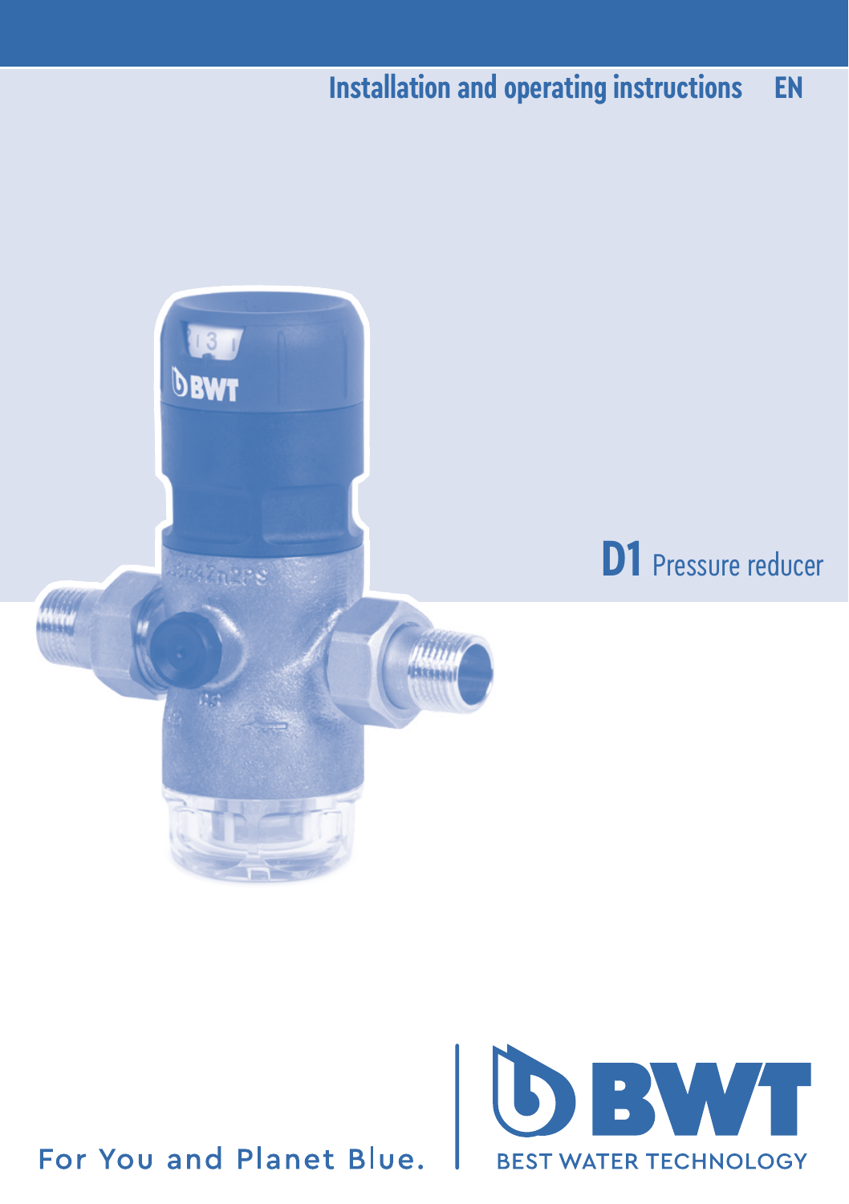Installation and operating instructions EN

# D1 Pressure reducer

For You and Planet Blue.

BWT

BEST WATER TECHNOLOGY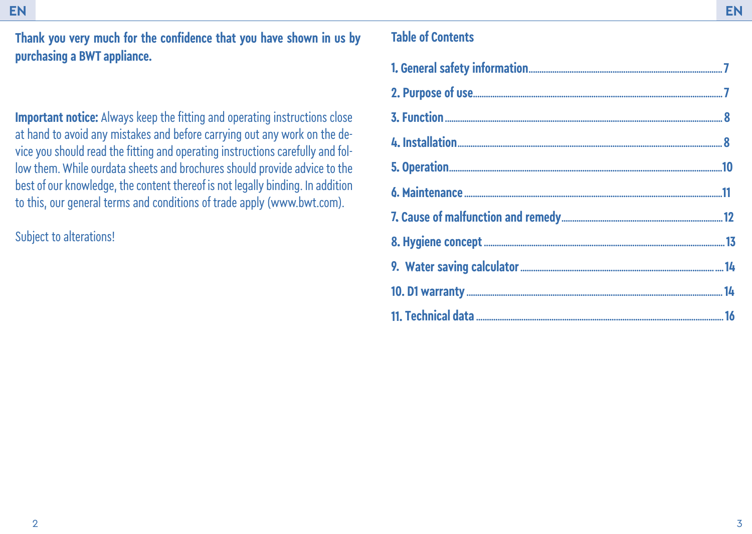**Thank you very much for the confidence that you have shown in us by purchasing a BWT appliance.**

**Important notice:** Always keep the fitting and operating instructions close at hand to avoid any mistakes and before carrying out any work on the device you should read the fitting and operating instructions carefully and follow them. While ourdata sheets and brochures should provide advice to the best of our knowledge, the content thereof is not legally binding. In addition to this, our general terms and conditions of trade apply (www.bwt.com).

Subject to alterations!

## Table of Contents

| | |
|---|---|
| **1. General safety information** | **7** |
| **2. Purpose of use** | **7** |
| **3. Function** | **8** |
| **4. Installation** | **8** |
| **5. Operation** | **10** |
| **6. Maintenance** | **11** |
| **7. Cause of malfunction and remedy** | **12** |
| **8. Hygiene concept** | **13** |
| **9. Water saving calculator** | **14** |
| **10. D1 warranty** | **14** |
| **11. Technical data** | **16** |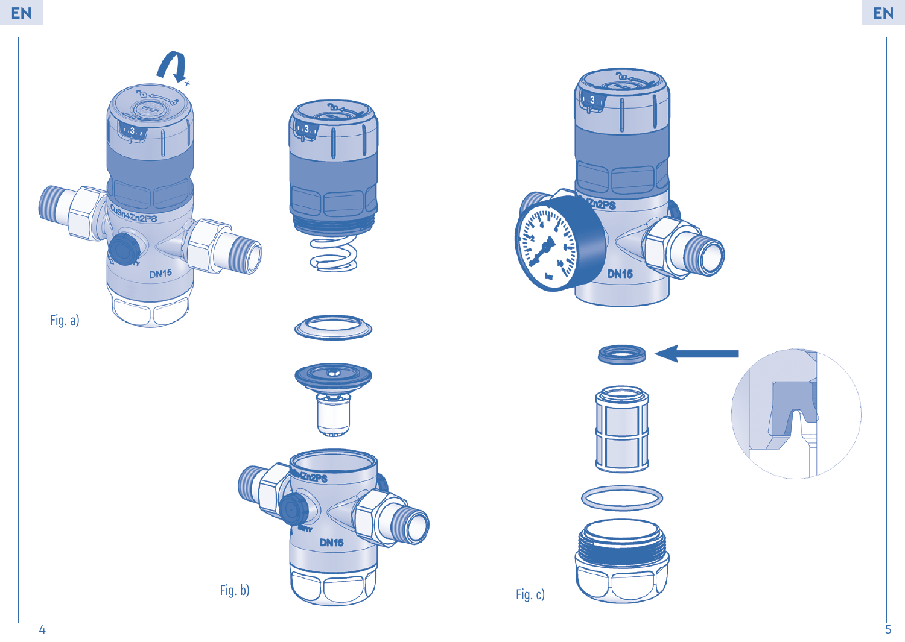Fig. a)

Fig. b)

Fig. c)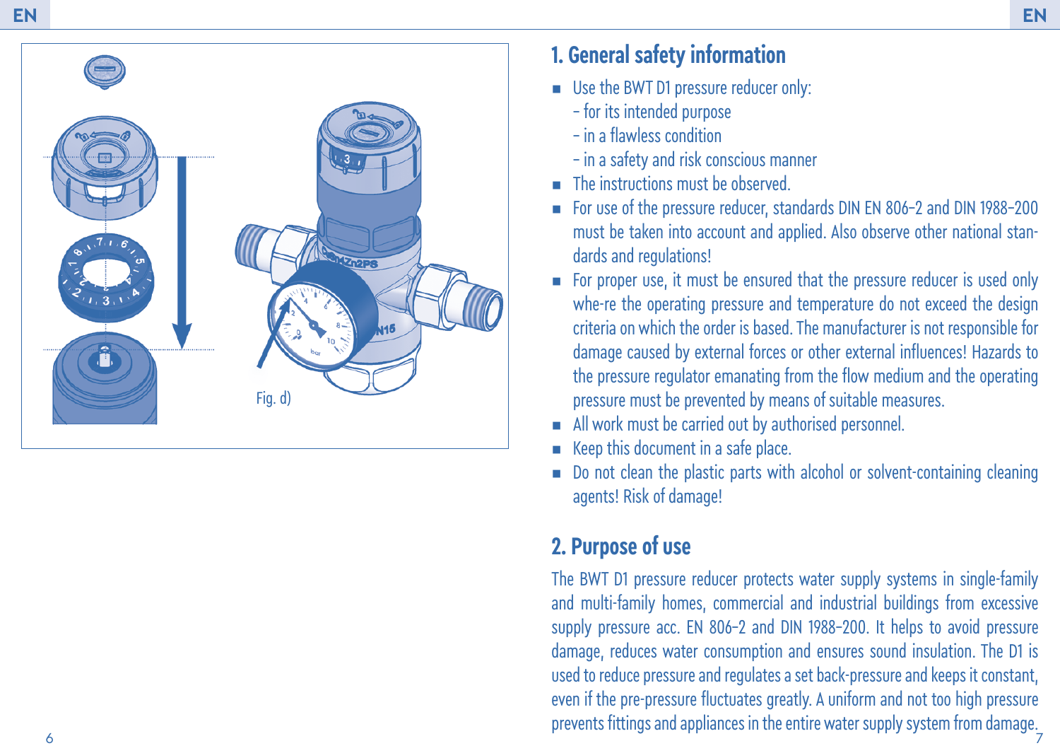Fig. d)

# 1. General safety information

- Use the BWT D1 pressure reducer only:
  - for its intended purpose
  - in a flawless condition
  - in a safety and risk conscious manner
- The instructions must be observed.
- For use of the pressure reducer, standards DIN EN 806-2 and DIN 1988-200 must be taken into account and applied. Also observe other national standards and regulations!
- For proper use, it must be ensured that the pressure reducer is used only whe-re the operating pressure and temperature do not exceed the design criteria on which the order is based. The manufacturer is not responsible for damage caused by external forces or other external influences! Hazards to the pressure regulator emanating from the flow medium and the operating pressure must be prevented by means of suitable measures.
- All work must be carried out by authorised personnel.
- Keep this document in a safe place.
- Do not clean the plastic parts with alcohol or solvent-containing cleaning agents! Risk of damage!

# 2. Purpose of use

The BWT D1 pressure reducer protects water supply systems in single-family and multi-family homes, commercial and industrial buildings from excessive supply pressure acc. EN 806-2 and DIN 1988-200. It helps to avoid pressure damage, reduces water consumption and ensures sound insulation. The D1 is used to reduce pressure and regulates a set back-pressure and keeps it constant, even if the pre-pressure fluctuates greatly. A uniform and not too high pressure prevents fittings and appliances in the entire water supply system from damage.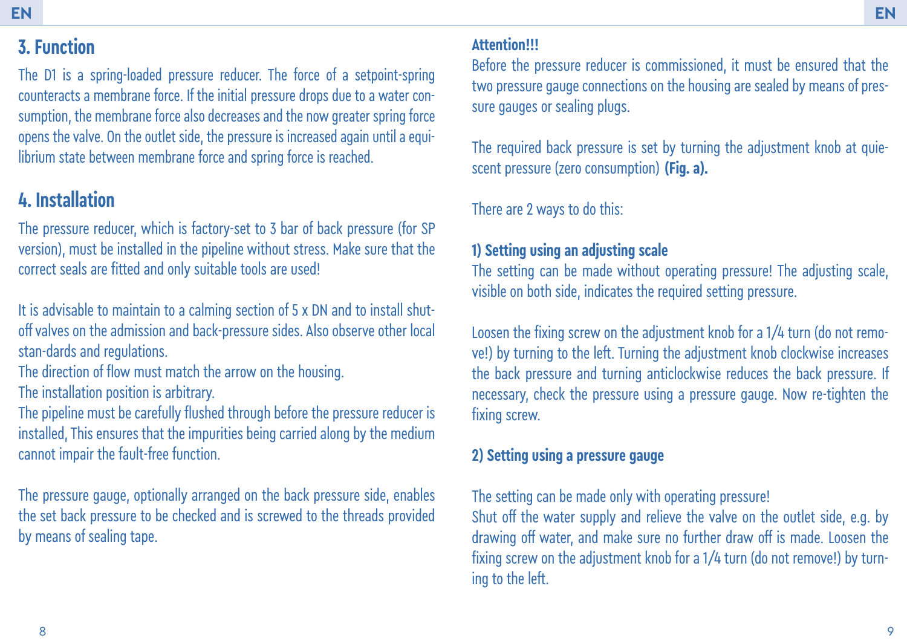## 3. Function

The D1 is a spring-loaded pressure reducer. The force of a setpoint-spring counteracts a membrane force. If the initial pressure drops due to a water consumption, the membrane force also decreases and the now greater spring force opens the valve. On the outlet side, the pressure is increased again until a equilibrium state between membrane force and spring force is reached.

## 4. Installation

The pressure reducer, which is factory-set to 3 bar of back pressure (for SP version), must be installed in the pipeline without stress. Make sure that the correct seals are fitted and only suitable tools are used!

It is advisable to maintain to a calming section of 5 x DN and to install shut-off valves on the admission and back-pressure sides. Also observe other local stan-dards and regulations.
The direction of flow must match the arrow on the housing.
The installation position is arbitrary.
The pipeline must be carefully flushed through before the pressure reducer is installed, This ensures that the impurities being carried along by the medium cannot impair the fault-free function.

The pressure gauge, optionally arranged on the back pressure side, enables the set back pressure to be checked and is screwed to the threads provided by means of sealing tape.

**Attention!!!**
Before the pressure reducer is commissioned, it must be ensured that the two pressure gauge connections on the housing are sealed by means of pressure gauges or sealing plugs.

The required back pressure is set by turning the adjustment knob at quiescent pressure (zero consumption) **(Fig. a).**

There are 2 ways to do this:

**1) Setting using an adjusting scale**
The setting can be made without operating pressure! The adjusting scale, visible on both side, indicates the required setting pressure.

Loosen the fixing screw on the adjustment knob for a 1/4 turn (do not remove!) by turning to the left. Turning the adjustment knob clockwise increases the back pressure and turning anticlockwise reduces the back pressure. If necessary, check the pressure using a pressure gauge. Now re-tighten the fixing screw.

**2) Setting using a pressure gauge**

The setting can be made only with operating pressure!
Shut off the water supply and relieve the valve on the outlet side, e.g. by drawing off water, and make sure no further draw off is made. Loosen the fixing screw on the adjustment knob for a 1/4 turn (do not remove!) by turning to the left.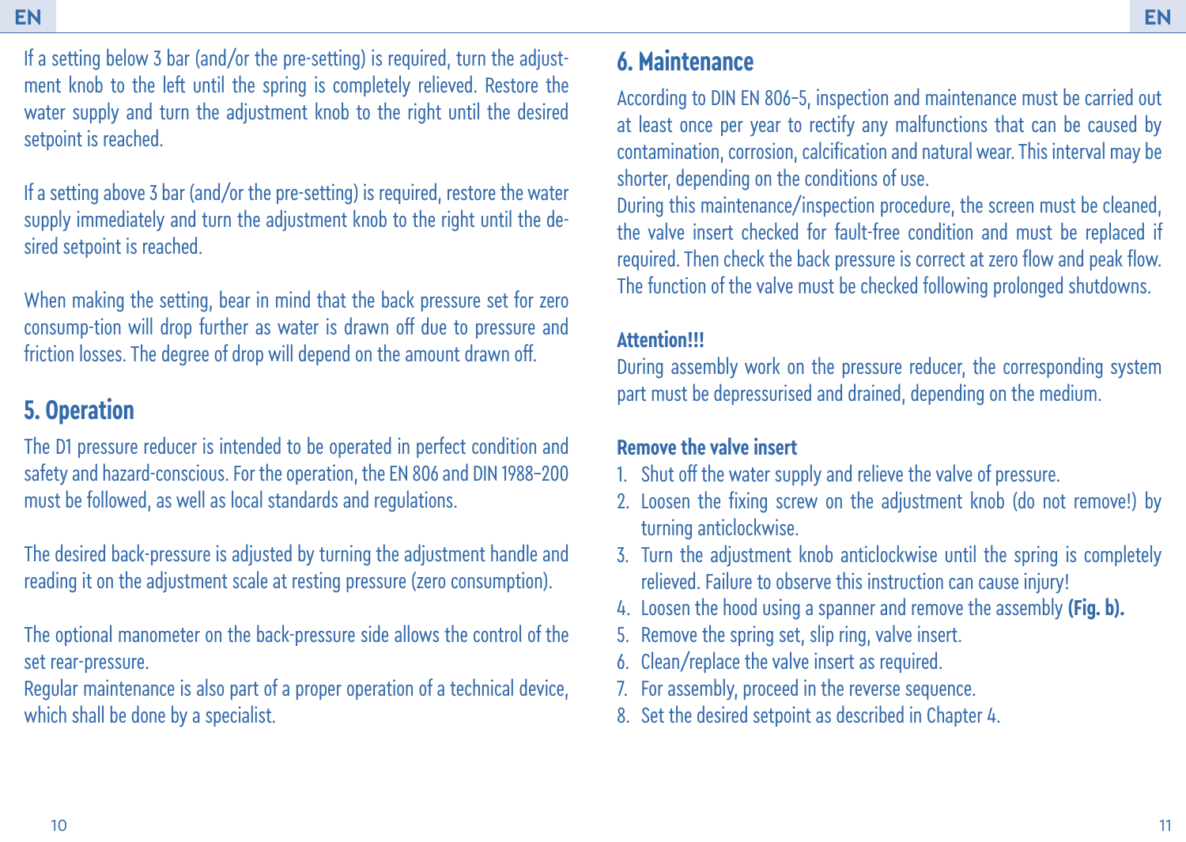If a setting below 3 bar (and/or the pre-setting) is required, turn the adjustment knob to the left until the spring is completely relieved. Restore the water supply and turn the adjustment knob to the right until the desired setpoint is reached.

If a setting above 3 bar (and/or the pre-setting) is required, restore the water supply immediately and turn the adjustment knob to the right until the desired setpoint is reached.

When making the setting, bear in mind that the back pressure set for zero consump-tion will drop further as water is drawn off due to pressure and friction losses. The degree of drop will depend on the amount drawn off.

## 5. Operation

The D1 pressure reducer is intended to be operated in perfect condition and safety and hazard-conscious. For the operation, the EN 806 and DIN 1988-200 must be followed, as well as local standards and regulations.

The desired back-pressure is adjusted by turning the adjustment handle and reading it on the adjustment scale at resting pressure (zero consumption).

The optional manometer on the back-pressure side allows the control of the set rear-pressure.
Regular maintenance is also part of a proper operation of a technical device, which shall be done by a specialist.

## 6. Maintenance

According to DIN EN 806-5, inspection and maintenance must be carried out at least once per year to rectify any malfunctions that can be caused by contamination, corrosion, calcification and natural wear. This interval may be shorter, depending on the conditions of use.
During this maintenance/inspection procedure, the screen must be cleaned, the valve insert checked for fault-free condition and must be replaced if required. Then check the back pressure is correct at zero flow and peak flow. The function of the valve must be checked following prolonged shutdowns.

**Attention!!!**
During assembly work on the pressure reducer, the corresponding system part must be depressurised and drained, depending on the medium.

**Remove the valve insert**

1. Shut off the water supply and relieve the valve of pressure.
2. Loosen the fixing screw on the adjustment knob (do not remove!) by turning anticlockwise.
3. Turn the adjustment knob anticlockwise until the spring is completely relieved. Failure to observe this instruction can cause injury!
4. Loosen the hood using a spanner and remove the assembly **(Fig. b).**
5. Remove the spring set, slip ring, valve insert.
6. Clean/replace the valve insert as required.
7. For assembly, proceed in the reverse sequence.
8. Set the desired setpoint as described in Chapter 4.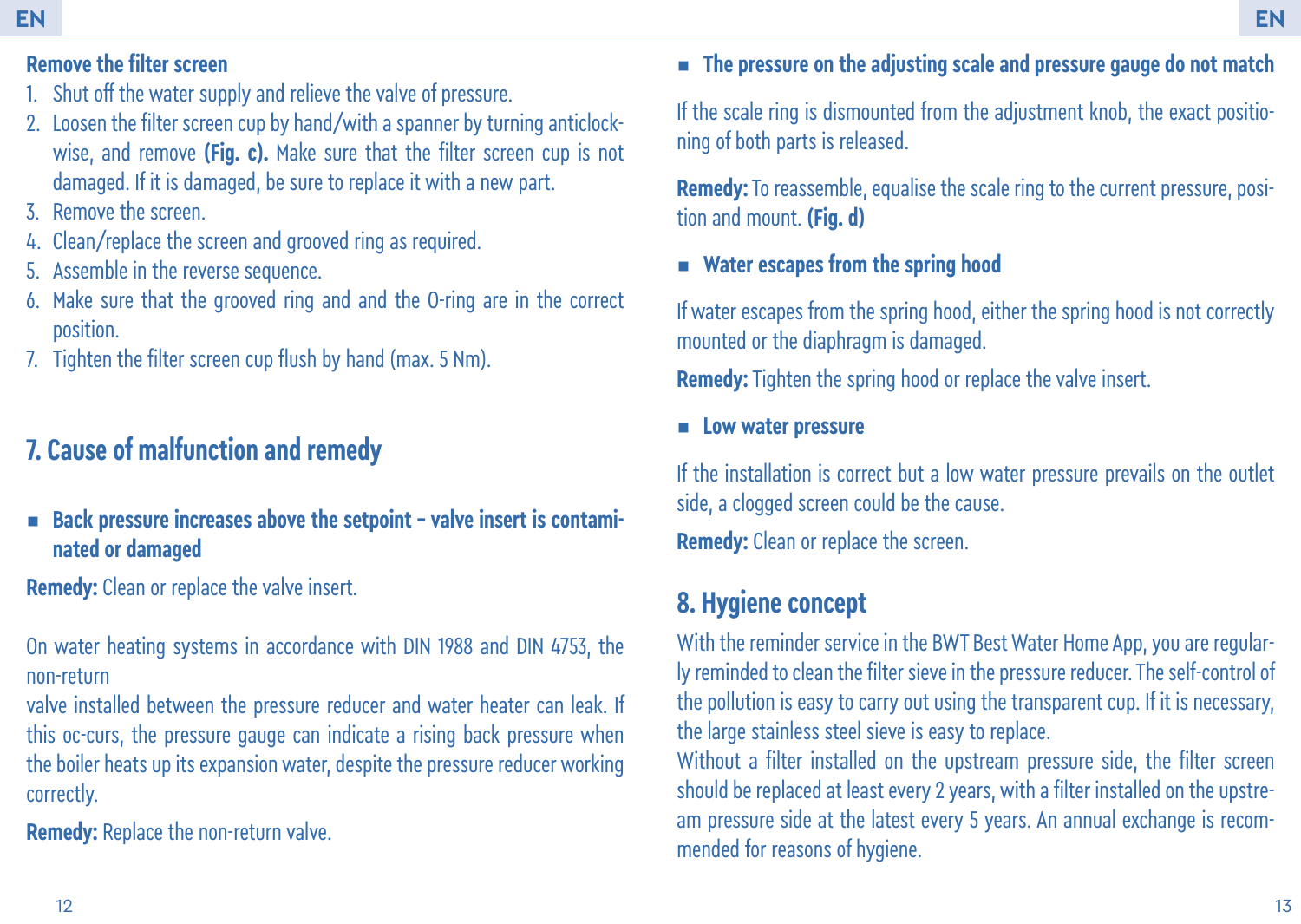### Remove the filter screen

1. Shut off the water supply and relieve the valve of pressure.
2. Loosen the filter screen cup by hand/with a spanner by turning anticlockwise, and remove **(Fig. c).** Make sure that the filter screen cup is not damaged. If it is damaged, be sure to replace it with a new part.
3. Remove the screen.
4. Clean/replace the screen and grooved ring as required.
5. Assemble in the reverse sequence.
6. Make sure that the grooved ring and and the O-ring are in the correct position.
7. Tighten the filter screen cup flush by hand (max. 5 Nm).

## 7. Cause of malfunction and remedy

- **Back pressure increases above the setpoint – valve insert is contaminated or damaged**

**Remedy:** Clean or replace the valve insert.

On water heating systems in accordance with DIN 1988 and DIN 4753, the non-return
valve installed between the pressure reducer and water heater can leak. If this oc-curs, the pressure gauge can indicate a rising back pressure when the boiler heats up its expansion water, despite the pressure reducer working correctly.

**Remedy:** Replace the non-return valve.

- **The pressure on the adjusting scale and pressure gauge do not match**

If the scale ring is dismounted from the adjustment knob, the exact positioning of both parts is released.

**Remedy:** To reassemble, equalise the scale ring to the current pressure, position and mount. **(Fig. d)**

- **Water escapes from the spring hood**

If water escapes from the spring hood, either the spring hood is not correctly mounted or the diaphragm is damaged.

**Remedy:** Tighten the spring hood or replace the valve insert.

- **Low water pressure**

If the installation is correct but a low water pressure prevails on the outlet side, a clogged screen could be the cause.

**Remedy:** Clean or replace the screen.

## 8. Hygiene concept

With the reminder service in the BWT Best Water Home App, you are regularly reminded to clean the filter sieve in the pressure reducer. The self-control of the pollution is easy to carry out using the transparent cup. If it is necessary, the large stainless steel sieve is easy to replace.
Without a filter installed on the upstream pressure side, the filter screen should be replaced at least every 2 years, with a filter installed on the upstream pressure side at the latest every 5 years. An annual exchange is recommended for reasons of hygiene.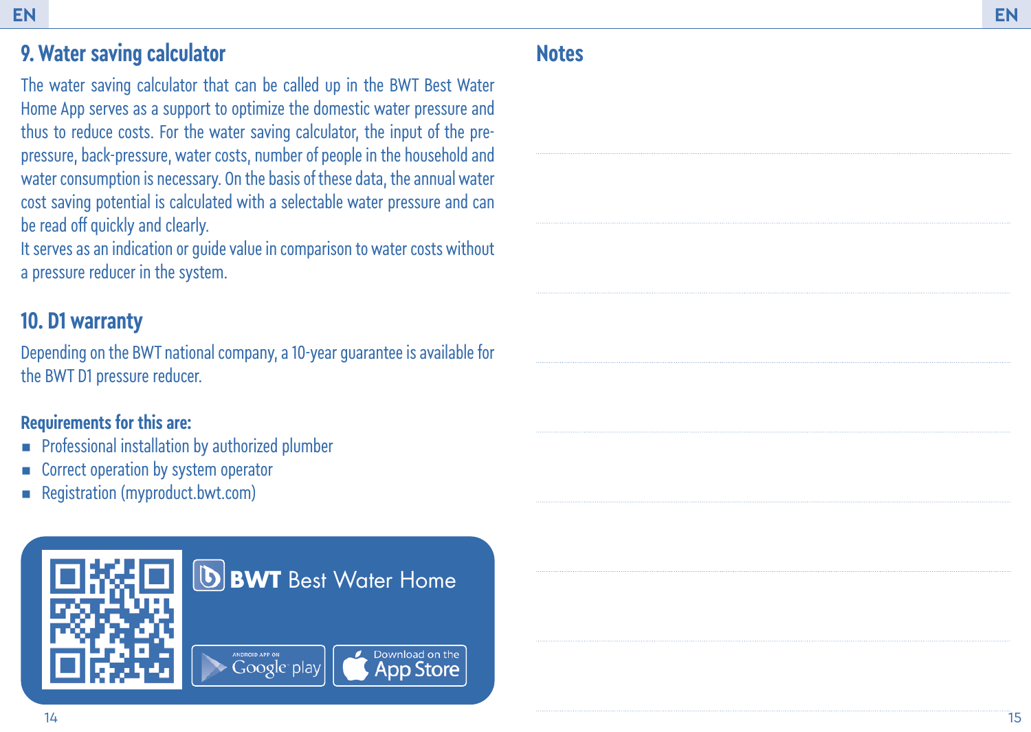## 9. Water saving calculator

The water saving calculator that can be called up in the BWT Best Water Home App serves as a support to optimize the domestic water pressure and thus to reduce costs. For the water saving calculator, the input of the pre-pressure, back-pressure, water costs, number of people in the household and water consumption is necessary. On the basis of these data, the annual water cost saving potential is calculated with a selectable water pressure and can be read off quickly and clearly.
It serves as an indication or guide value in comparison to water costs without a pressure reducer in the system.

## 10. D1 warranty

Depending on the BWT national company, a 10-year guarantee is available for the BWT D1 pressure reducer.

**Requirements for this are:**

- Professional installation by authorized plumber
- Correct operation by system operator
- Registration (myproduct.bwt.com)

BWT Best Water Home

ANDROID APP ON Google play

Download on the App Store

## Notes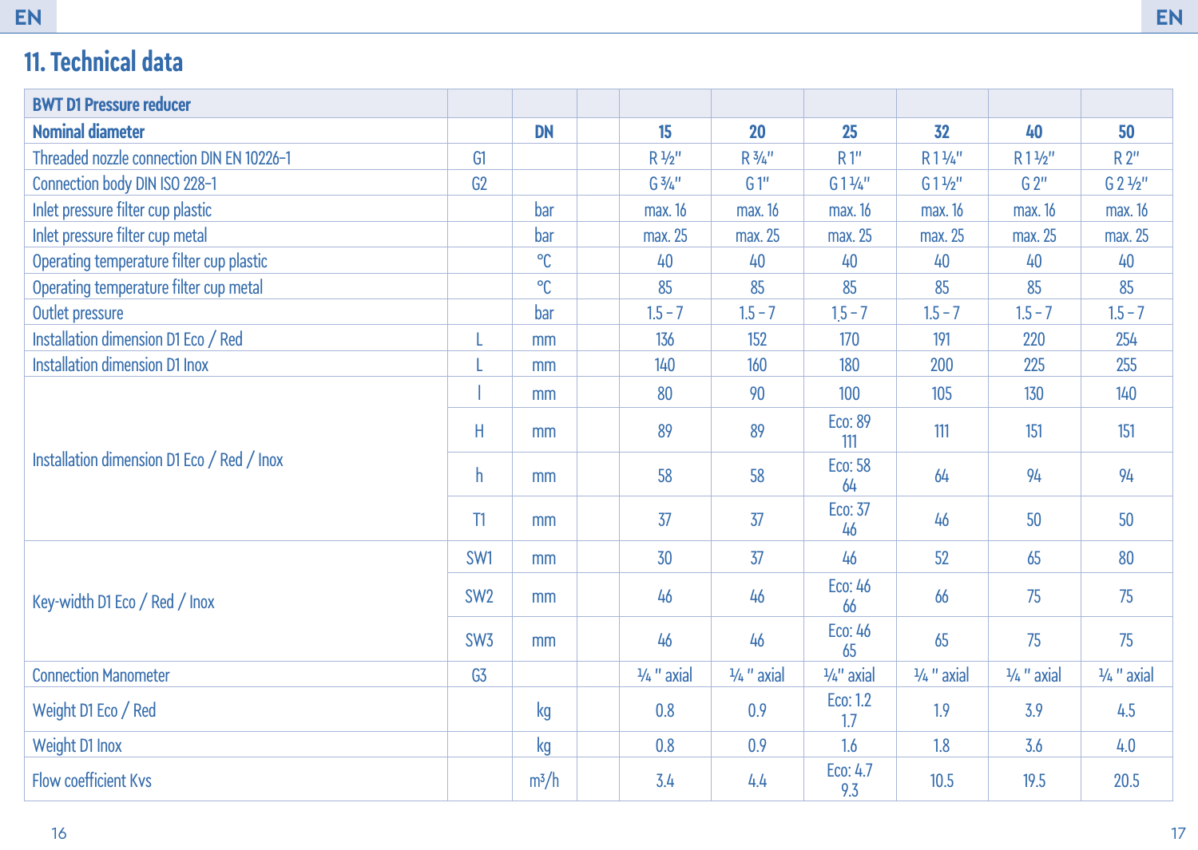## 11. Technical data

| BWT D1 Pressure reducer | | | | | | | | | |
|---|---|---|---|---|---|---|---|---|---|
| **Nominal diameter** | | **DN** | | **15** | **20** | **25** | **32** | **40** | **50** |
| Threaded nozzle connection DIN EN 10226-1 | G1 | | | R ½" | R ¾" | R 1" | R 1 ¼" | R 1 ½" | R 2" |
| Connection body DIN ISO 228-1 | G2 | | | G ¾" | G 1" | G 1 ¼" | G 1 ½" | G 2" | G 2 ½" |
| Inlet pressure filter cup plastic | | bar | | max. 16 | max. 16 | max. 16 | max. 16 | max. 16 | max. 16 |
| Inlet pressure filter cup metal | | bar | | max. 25 | max. 25 | max. 25 | max. 25 | max. 25 | max. 25 |
| Operating temperature filter cup plastic | | °C | | 40 | 40 | 40 | 40 | 40 | 40 |
| Operating temperature filter cup metal | | °C | | 85 | 85 | 85 | 85 | 85 | 85 |
| Outlet pressure | | bar | | 1.5 - 7 | 1.5 - 7 | 1.5 - 7 | 1.5 - 7 | 1.5 - 7 | 1.5 - 7 |
| Installation dimension D1 Eco / Red | L | mm | | 136 | 152 | 170 | 191 | 220 | 254 |
| Installation dimension D1 Inox | L | mm | | 140 | 160 | 180 | 200 | 225 | 255 |
| Installation dimension D1 Eco / Red / Inox | l | mm | | 80 | 90 | 100 | 105 | 130 | 140 |
| | H | mm | | 89 | 89 | Eco: 89 111 | 111 | 151 | 151 |
| | h | mm | | 58 | 58 | Eco: 58 64 | 64 | 94 | 94 |
| | T1 | mm | | 37 | 37 | Eco: 37 46 | 46 | 50 | 50 |
| Key-width D1 Eco / Red / Inox | SW1 | mm | | 30 | 37 | 46 | 52 | 65 | 80 |
| | SW2 | mm | | 46 | 46 | Eco: 46 66 | 66 | 75 | 75 |
| | SW3 | mm | | 46 | 46 | Eco: 46 65 | 65 | 75 | 75 |
| Connection Manometer | G3 | | | ¼ " axial | ¼ " axial | ¼" axial | ¼ " axial | ¼ " axial | ¼ " axial |
| Weight D1 Eco / Red | | kg | | 0.8 | 0.9 | Eco: 1.2 1.7 | 1.9 | 3.9 | 4.5 |
| Weight D1 Inox | | kg | | 0.8 | 0.9 | 1.6 | 1.8 | 3.6 | 4.0 |
| Flow coefficient Kvs | | m³/h | | 3.4 | 4.4 | Eco: 4.7 9.3 | 10.5 | 19.5 | 20.5 |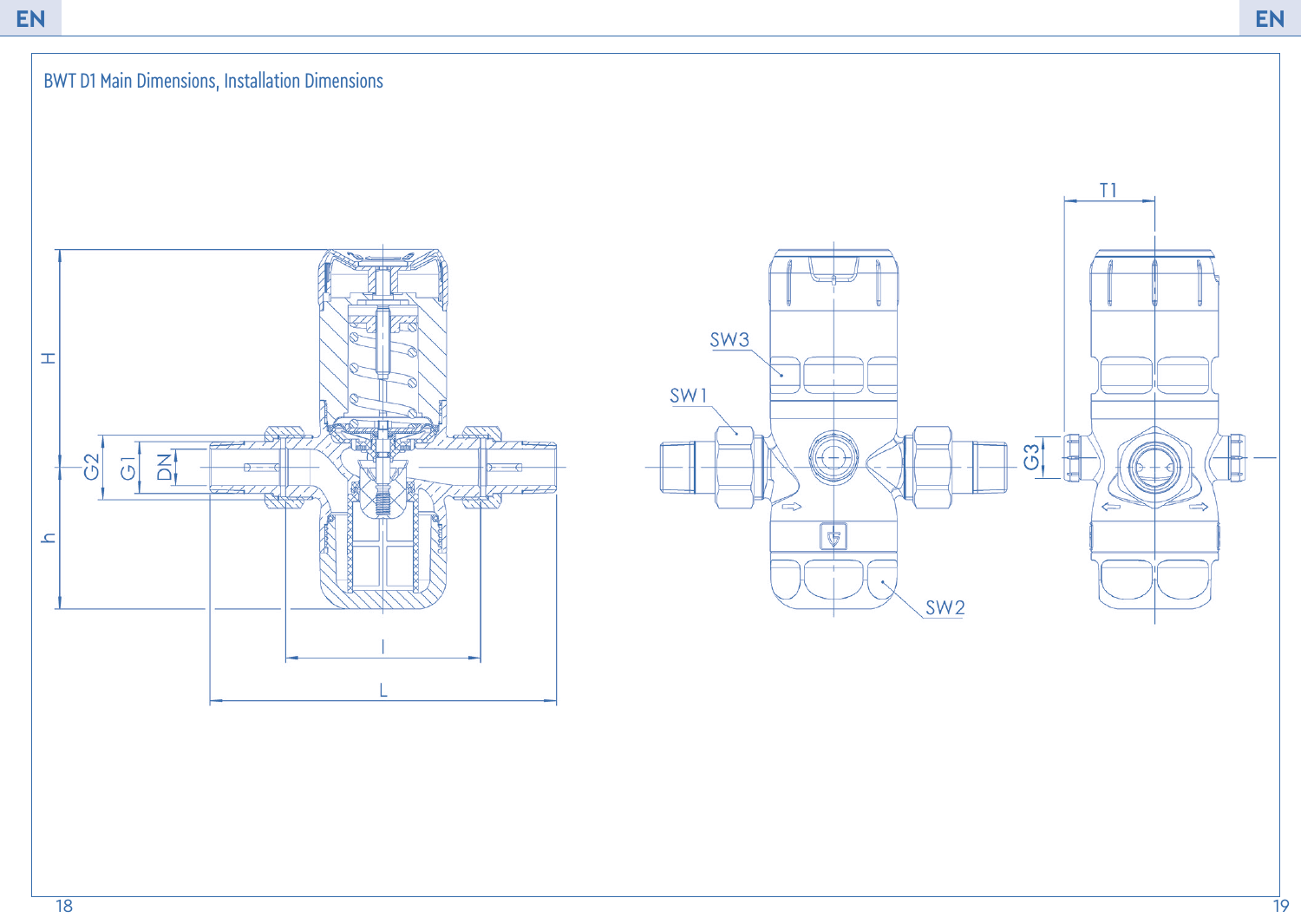## BWT D1 Main Dimensions, Installation Dimensions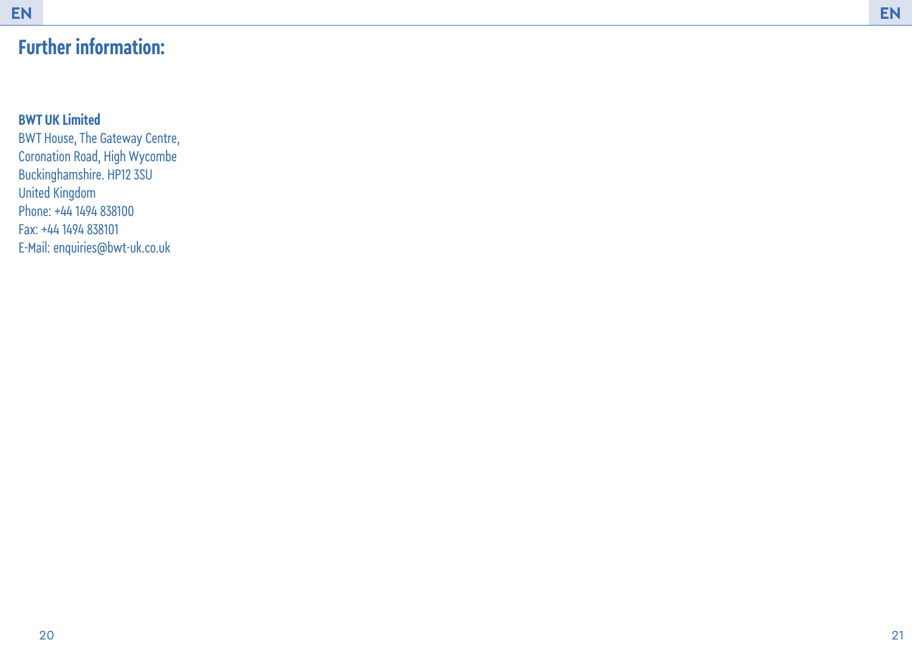# Further information:

**BWT UK Limited**
BWT House, The Gateway Centre,
Coronation Road, High Wycombe
Buckinghamshire. HP12 3SU
United Kingdom
Phone: +44 1494 838100
Fax: +44 1494 838101
E-Mail: enquiries@bwt-uk.co.uk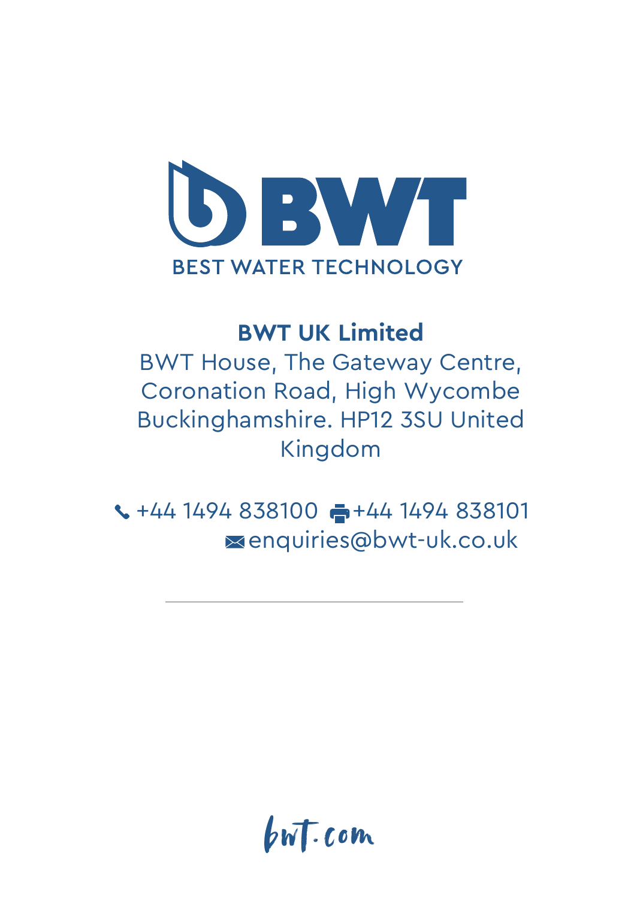BWT

BEST WATER TECHNOLOGY

**BWT UK Limited**

BWT House, The Gateway Centre, Coronation Road, High Wycombe Buckinghamshire. HP12 3SU United Kingdom

+44 1494 838100 +44 1494 838101

enquiries@bwt-uk.co.uk

---

bwt.com